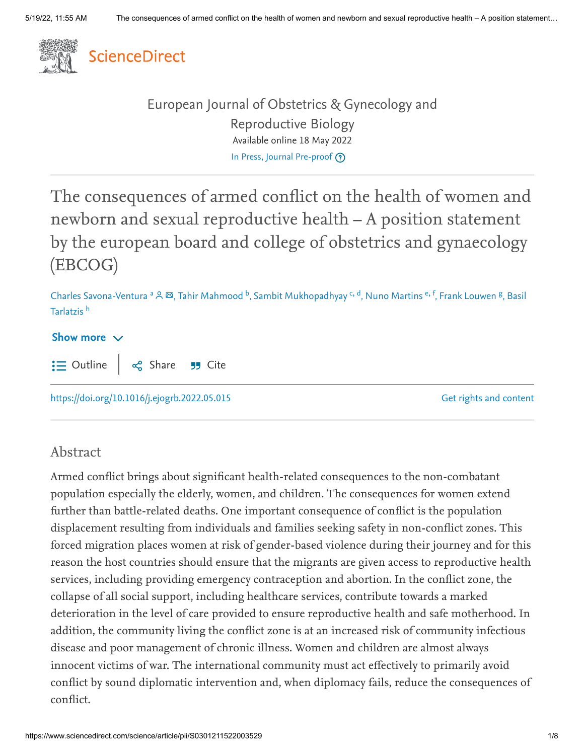ScienceDirect

European Journal of Obstetrics & Gynecology and Reproductive Biology

Available online 18 May 2022

In Press, Journal Pre-proof

# The consequences of armed conflict on the health of women and newborn and sexual reproductive health – A position statement by the european board and college of obstetrics and gynaecology (EBCOG)

Charles Savona-Ventura [a], Tahir Mahmood [b], Sambit Mukhopadhyay [c, d], Nuno Martins [e, f], Frank Louwen [g], Basil Tarlatzis [h]

Show more

Outline | Share | Cite

https://doi.org/10.1016/j.ejogrb.2022.05.015

Get rights and content

## Abstract

Armed conflict brings about significant health-related consequences to the non-combatant population especially the elderly, women, and children. The consequences for women extend further than battle-related deaths. One important consequence of conflict is the population displacement resulting from individuals and families seeking safety in non-conflict zones. This forced migration places women at risk of gender-based violence during their journey and for this reason the host countries should ensure that the migrants are given access to reproductive health services, including providing emergency contraception and abortion. In the conflict zone, the collapse of all social support, including healthcare services, contribute towards a marked deterioration in the level of care provided to ensure reproductive health and safe motherhood. In addition, the community living the conflict zone is at an increased risk of community infectious disease and poor management of chronic illness. Women and children are almost always innocent victims of war. The international community must act effectively to primarily avoid conflict by sound diplomatic intervention and, when diplomacy fails, reduce the consequences of conflict.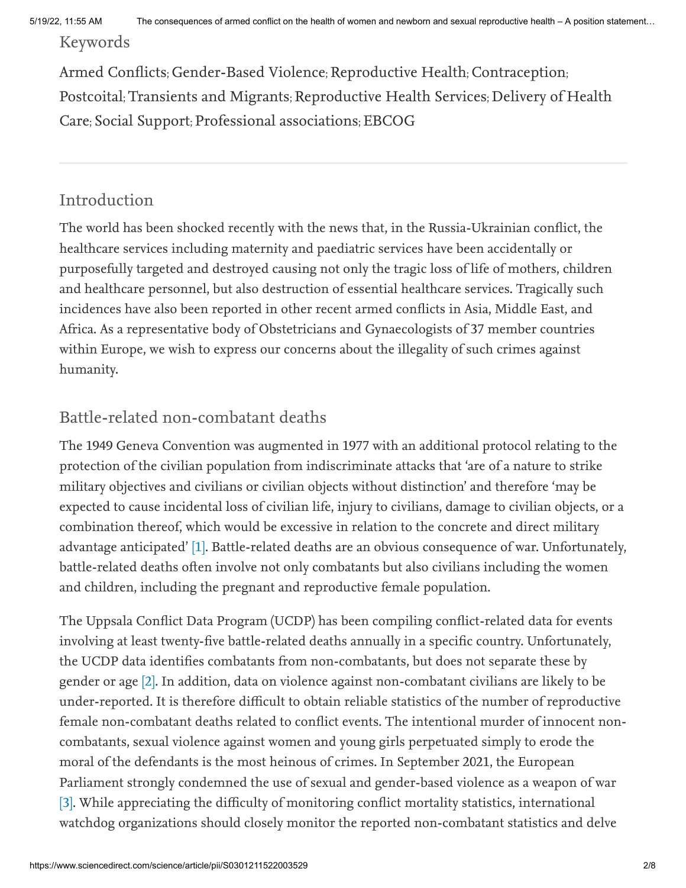## Keywords

Armed Conflicts; Gender-Based Violence; Reproductive Health; Contraception; Postcoital; Transients and Migrants; Reproductive Health Services; Delivery of Health Care; Social Support; Professional associations; EBCOG

## Introduction

The world has been shocked recently with the news that, in the Russia-Ukrainian conflict, the healthcare services including maternity and paediatric services have been accidentally or purposefully targeted and destroyed causing not only the tragic loss of life of mothers, children and healthcare personnel, but also destruction of essential healthcare services. Tragically such incidences have also been reported in other recent armed conflicts in Asia, Middle East, and Africa. As a representative body of Obstetricians and Gynaecologists of 37 member countries within Europe, we wish to express our concerns about the illegality of such crimes against humanity.

## Battle-related non-combatant deaths

The 1949 Geneva Convention was augmented in 1977 with an additional protocol relating to the protection of the civilian population from indiscriminate attacks that 'are of a nature to strike military objectives and civilians or civilian objects without distinction' and therefore 'may be expected to cause incidental loss of civilian life, injury to civilians, damage to civilian objects, or a combination thereof, which would be excessive in relation to the concrete and direct military advantage anticipated' [1]. Battle-related deaths are an obvious consequence of war. Unfortunately, battle-related deaths often involve not only combatants but also civilians including the women and children, including the pregnant and reproductive female population.

The Uppsala Conflict Data Program (UCDP) has been compiling conflict-related data for events involving at least twenty-five battle-related deaths annually in a specific country. Unfortunately, the UCDP data identifies combatants from non-combatants, but does not separate these by gender or age [2]. In addition, data on violence against non-combatant civilians are likely to be under-reported. It is therefore difficult to obtain reliable statistics of the number of reproductive female non-combatant deaths related to conflict events. The intentional murder of innocent non-combatants, sexual violence against women and young girls perpetuated simply to erode the moral of the defendants is the most heinous of crimes. In September 2021, the European Parliament strongly condemned the use of sexual and gender-based violence as a weapon of war [3]. While appreciating the difficulty of monitoring conflict mortality statistics, international watchdog organizations should closely monitor the reported non-combatant statistics and delve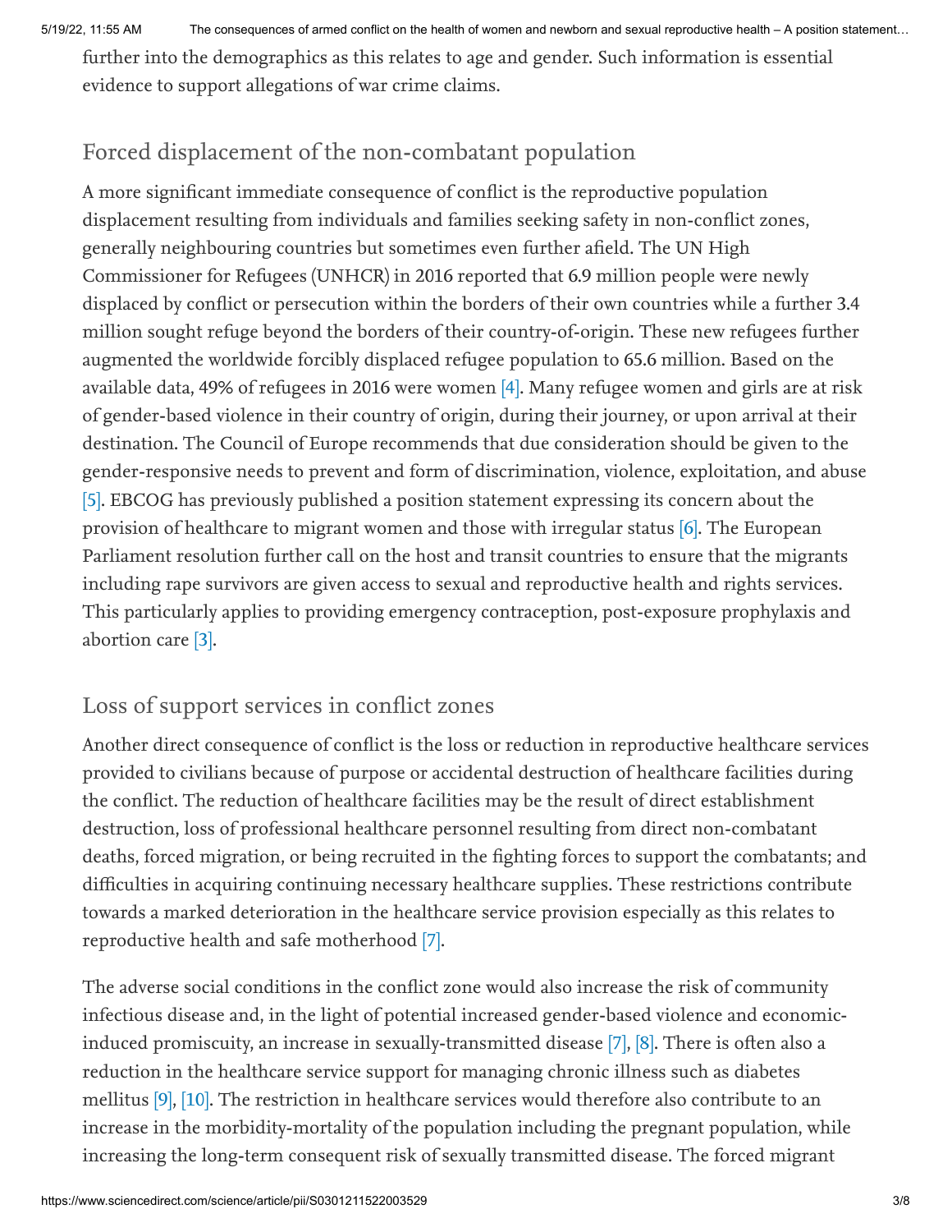further into the demographics as this relates to age and gender. Such information is essential evidence to support allegations of war crime claims.

## Forced displacement of the non-combatant population

A more significant immediate consequence of conflict is the reproductive population displacement resulting from individuals and families seeking safety in non-conflict zones, generally neighbouring countries but sometimes even further afield. The UN High Commissioner for Refugees (UNHCR) in 2016 reported that 6.9 million people were newly displaced by conflict or persecution within the borders of their own countries while a further 3.4 million sought refuge beyond the borders of their country-of-origin. These new refugees further augmented the worldwide forcibly displaced refugee population to 65.6 million. Based on the available data, 49% of refugees in 2016 were women [4]. Many refugee women and girls are at risk of gender-based violence in their country of origin, during their journey, or upon arrival at their destination. The Council of Europe recommends that due consideration should be given to the gender-responsive needs to prevent and form of discrimination, violence, exploitation, and abuse [5]. EBCOG has previously published a position statement expressing its concern about the provision of healthcare to migrant women and those with irregular status [6]. The European Parliament resolution further call on the host and transit countries to ensure that the migrants including rape survivors are given access to sexual and reproductive health and rights services. This particularly applies to providing emergency contraception, post-exposure prophylaxis and abortion care [3].

## Loss of support services in conflict zones

Another direct consequence of conflict is the loss or reduction in reproductive healthcare services provided to civilians because of purpose or accidental destruction of healthcare facilities during the conflict. The reduction of healthcare facilities may be the result of direct establishment destruction, loss of professional healthcare personnel resulting from direct non-combatant deaths, forced migration, or being recruited in the fighting forces to support the combatants; and difficulties in acquiring continuing necessary healthcare supplies. These restrictions contribute towards a marked deterioration in the healthcare service provision especially as this relates to reproductive health and safe motherhood [7].

The adverse social conditions in the conflict zone would also increase the risk of community infectious disease and, in the light of potential increased gender-based violence and economic-induced promiscuity, an increase in sexually-transmitted disease [7], [8]. There is often also a reduction in the healthcare service support for managing chronic illness such as diabetes mellitus [9], [10]. The restriction in healthcare services would therefore also contribute to an increase in the morbidity-mortality of the population including the pregnant population, while increasing the long-term consequent risk of sexually transmitted disease. The forced migrant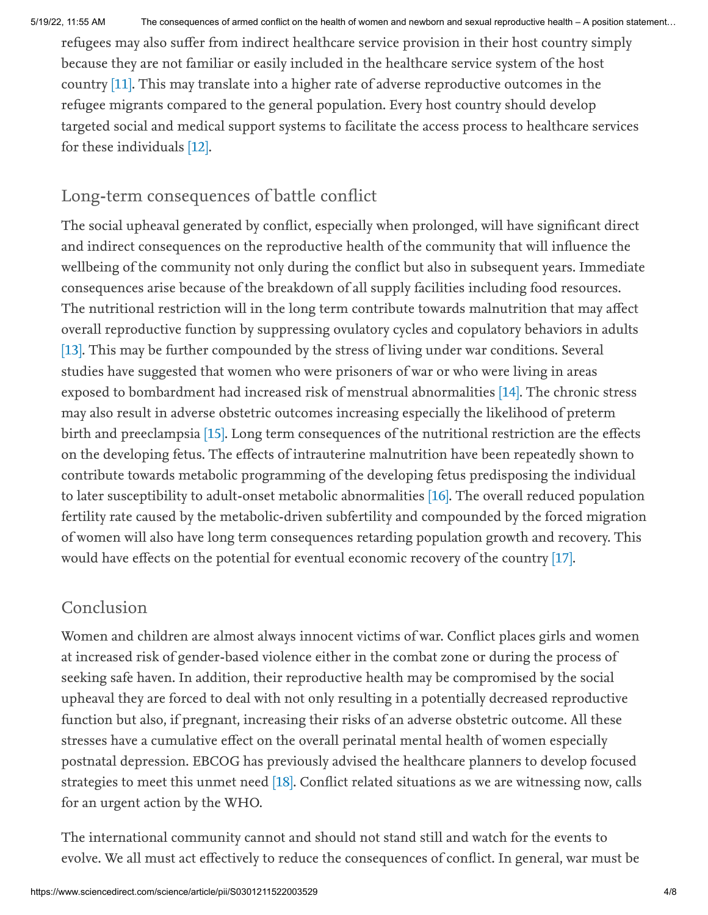refugees may also suffer from indirect healthcare service provision in their host country simply because they are not familiar or easily included in the healthcare service system of the host country [11]. This may translate into a higher rate of adverse reproductive outcomes in the refugee migrants compared to the general population. Every host country should develop targeted social and medical support systems to facilitate the access process to healthcare services for these individuals [12].

## Long-term consequences of battle conflict

The social upheaval generated by conflict, especially when prolonged, will have significant direct and indirect consequences on the reproductive health of the community that will influence the wellbeing of the community not only during the conflict but also in subsequent years. Immediate consequences arise because of the breakdown of all supply facilities including food resources. The nutritional restriction will in the long term contribute towards malnutrition that may affect overall reproductive function by suppressing ovulatory cycles and copulatory behaviors in adults [13]. This may be further compounded by the stress of living under war conditions. Several studies have suggested that women who were prisoners of war or who were living in areas exposed to bombardment had increased risk of menstrual abnormalities [14]. The chronic stress may also result in adverse obstetric outcomes increasing especially the likelihood of preterm birth and preeclampsia [15]. Long term consequences of the nutritional restriction are the effects on the developing fetus. The effects of intrauterine malnutrition have been repeatedly shown to contribute towards metabolic programming of the developing fetus predisposing the individual to later susceptibility to adult-onset metabolic abnormalities [16]. The overall reduced population fertility rate caused by the metabolic-driven subfertility and compounded by the forced migration of women will also have long term consequences retarding population growth and recovery. This would have effects on the potential for eventual economic recovery of the country [17].

## Conclusion

Women and children are almost always innocent victims of war. Conflict places girls and women at increased risk of gender-based violence either in the combat zone or during the process of seeking safe haven. In addition, their reproductive health may be compromised by the social upheaval they are forced to deal with not only resulting in a potentially decreased reproductive function but also, if pregnant, increasing their risks of an adverse obstetric outcome. All these stresses have a cumulative effect on the overall perinatal mental health of women especially postnatal depression. EBCOG has previously advised the healthcare planners to develop focused strategies to meet this unmet need [18]. Conflict related situations as we are witnessing now, calls for an urgent action by the WHO.

The international community cannot and should not stand still and watch for the events to evolve. We all must act effectively to reduce the consequences of conflict. In general, war must be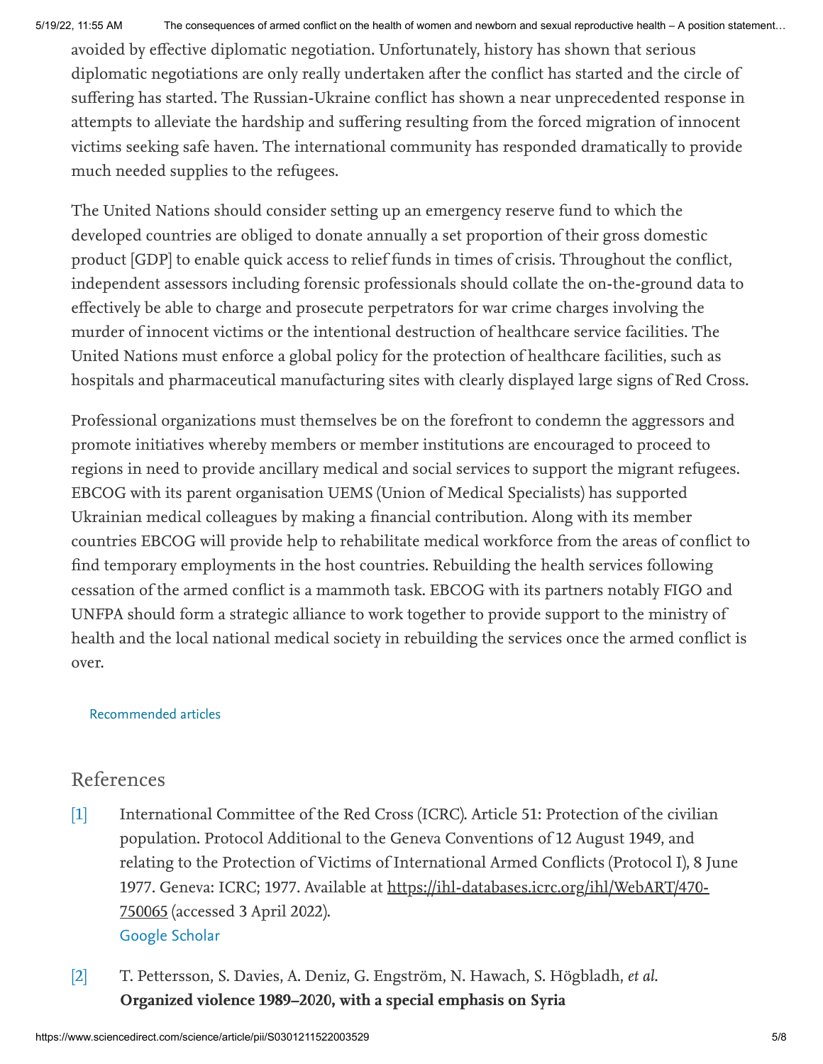avoided by effective diplomatic negotiation. Unfortunately, history has shown that serious diplomatic negotiations are only really undertaken after the conflict has started and the circle of suffering has started. The Russian-Ukraine conflict has shown a near unprecedented response in attempts to alleviate the hardship and suffering resulting from the forced migration of innocent victims seeking safe haven. The international community has responded dramatically to provide much needed supplies to the refugees.

The United Nations should consider setting up an emergency reserve fund to which the developed countries are obliged to donate annually a set proportion of their gross domestic product [GDP] to enable quick access to relief funds in times of crisis. Throughout the conflict, independent assessors including forensic professionals should collate the on-the-ground data to effectively be able to charge and prosecute perpetrators for war crime charges involving the murder of innocent victims or the intentional destruction of healthcare service facilities. The United Nations must enforce a global policy for the protection of healthcare facilities, such as hospitals and pharmaceutical manufacturing sites with clearly displayed large signs of Red Cross.

Professional organizations must themselves be on the forefront to condemn the aggressors and promote initiatives whereby members or member institutions are encouraged to proceed to regions in need to provide ancillary medical and social services to support the migrant refugees. EBCOG with its parent organisation UEMS (Union of Medical Specialists) has supported Ukrainian medical colleagues by making a financial contribution. Along with its member countries EBCOG will provide help to rehabilitate medical workforce from the areas of conflict to find temporary employments in the host countries. Rebuilding the health services following cessation of the armed conflict is a mammoth task. EBCOG with its partners notably FIGO and UNFPA should form a strategic alliance to work together to provide support to the ministry of health and the local national medical society in rebuilding the services once the armed conflict is over.

Recommended articles

## References

[1] International Committee of the Red Cross (ICRC). Article 51: Protection of the civilian population. Protocol Additional to the Geneva Conventions of 12 August 1949, and relating to the Protection of Victims of International Armed Conflicts (Protocol I), 8 June 1977. Geneva: ICRC; 1977. Available at https://ihl-databases.icrc.org/ihl/WebART/470-750065 (accessed 3 April 2022).
Google Scholar

[2] T. Pettersson, S. Davies, A. Deniz, G. Engström, N. Hawach, S. Högbladh, *et al.*
**Organized violence 1989–2020, with a special emphasis on Syria**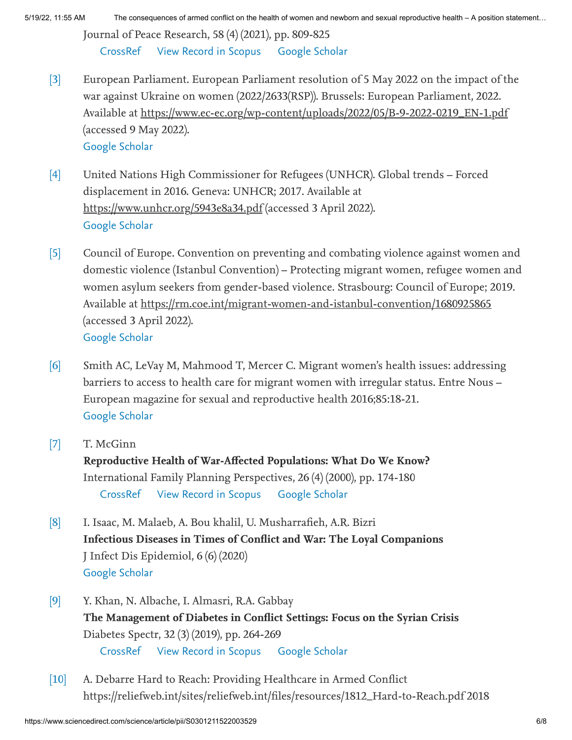Journal of Peace Research, 58 (4) (2021), pp. 809-825

CrossRef View Record in Scopus Google Scholar

[3] European Parliament. European Parliament resolution of 5 May 2022 on the impact of the war against Ukraine on women (2022/2633(RSP)). Brussels: European Parliament, 2022. Available at https://www.ec-ec.org/wp-content/uploads/2022/05/B-9-2022-0219_EN-1.pdf (accessed 9 May 2022).
Google Scholar

[4] United Nations High Commissioner for Refugees (UNHCR). Global trends – Forced displacement in 2016. Geneva: UNHCR; 2017. Available at https://www.unhcr.org/5943e8a34.pdf (accessed 3 April 2022).
Google Scholar

[5] Council of Europe. Convention on preventing and combating violence against women and domestic violence (Istanbul Convention) – Protecting migrant women, refugee women and women asylum seekers from gender-based violence. Strasbourg: Council of Europe; 2019. Available at https://rm.coe.int/migrant-women-and-istanbul-convention/1680925865 (accessed 3 April 2022).
Google Scholar

[6] Smith AC, LeVay M, Mahmood T, Mercer C. Migrant women's health issues: addressing barriers to access to health care for migrant women with irregular status. Entre Nous – European magazine for sexual and reproductive health 2016;85:18-21.
Google Scholar

[7] T. McGinn
**Reproductive Health of War-Affected Populations: What Do We Know?**
International Family Planning Perspectives, 26 (4) (2000), pp. 174-180
CrossRef View Record in Scopus Google Scholar

[8] I. Isaac, M. Malaeb, A. Bou khalil, U. Musharrafieh, A.R. Bizri
**Infectious Diseases in Times of Conflict and War: The Loyal Companions**
J Infect Dis Epidemiol, 6 (6) (2020)
Google Scholar

[9] Y. Khan, N. Albache, I. Almasri, R.A. Gabbay
**The Management of Diabetes in Conflict Settings: Focus on the Syrian Crisis**
Diabetes Spectr, 32 (3) (2019), pp. 264-269
CrossRef View Record in Scopus Google Scholar

[10] A. Debarre Hard to Reach: Providing Healthcare in Armed Conflict https://reliefweb.int/sites/reliefweb.int/files/resources/1812_Hard-to-Reach.pdf 2018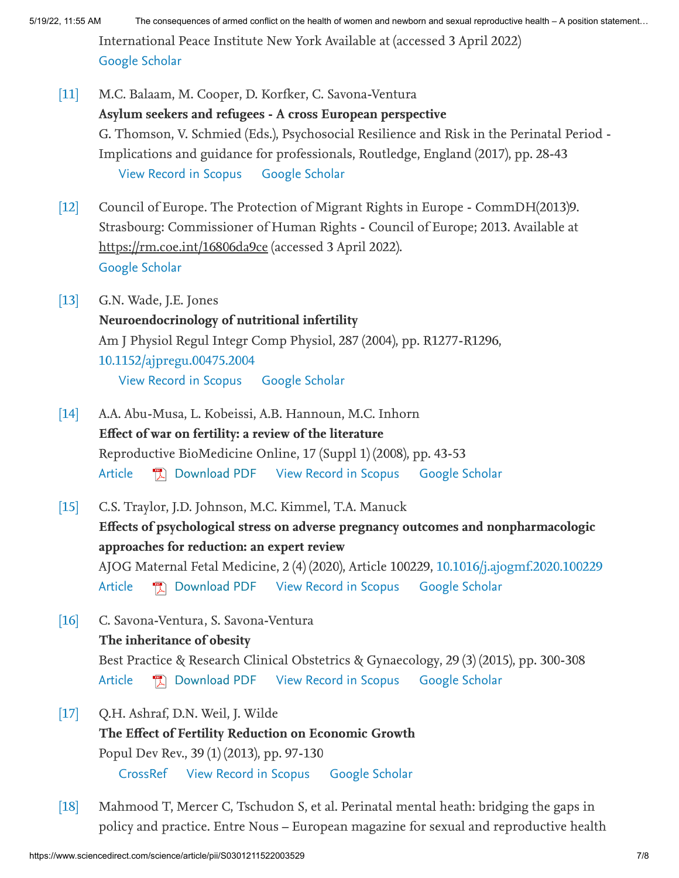International Peace Institute New York Available at (accessed 3 April 2022)
Google Scholar

[11] M.C. Balaam, M. Cooper, D. Korfker, C. Savona-Ventura
**Asylum seekers and refugees - A cross European perspective**
G. Thomson, V. Schmied (Eds.), Psychosocial Resilience and Risk in the Perinatal Period - Implications and guidance for professionals, Routledge, England (2017), pp. 28-43
View Record in Scopus Google Scholar

[12] Council of Europe. The Protection of Migrant Rights in Europe - CommDH(2013)9. Strasbourg: Commissioner of Human Rights - Council of Europe; 2013. Available at https://rm.coe.int/16806da9ce (accessed 3 April 2022).
Google Scholar

[13] G.N. Wade, J.E. Jones
**Neuroendocrinology of nutritional infertility**
Am J Physiol Regul Integr Comp Physiol, 287 (2004), pp. R1277-R1296, 10.1152/ajpregu.00475.2004
View Record in Scopus Google Scholar

[14] A.A. Abu-Musa, L. Kobeissi, A.B. Hannoun, M.C. Inhorn
**Effect of war on fertility: a review of the literature**
Reproductive BioMedicine Online, 17 (Suppl 1) (2008), pp. 43-53
Article Download PDF View Record in Scopus Google Scholar

[15] C.S. Traylor, J.D. Johnson, M.C. Kimmel, T.A. Manuck
**Effects of psychological stress on adverse pregnancy outcomes and nonpharmacologic approaches for reduction: an expert review**
AJOG Maternal Fetal Medicine, 2 (4) (2020), Article 100229, 10.1016/j.ajogmf.2020.100229
Article Download PDF View Record in Scopus Google Scholar

[16] C. Savona-Ventura, S. Savona-Ventura
**The inheritance of obesity**
Best Practice & Research Clinical Obstetrics & Gynaecology, 29 (3) (2015), pp. 300-308
Article Download PDF View Record in Scopus Google Scholar

[17] Q.H. Ashraf, D.N. Weil, J. Wilde
**The Effect of Fertility Reduction on Economic Growth**
Popul Dev Rev., 39 (1) (2013), pp. 97-130
CrossRef View Record in Scopus Google Scholar

[18] Mahmood T, Mercer C, Tschudon S, et al. Perinatal mental heath: bridging the gaps in policy and practice. Entre Nous – European magazine for sexual and reproductive health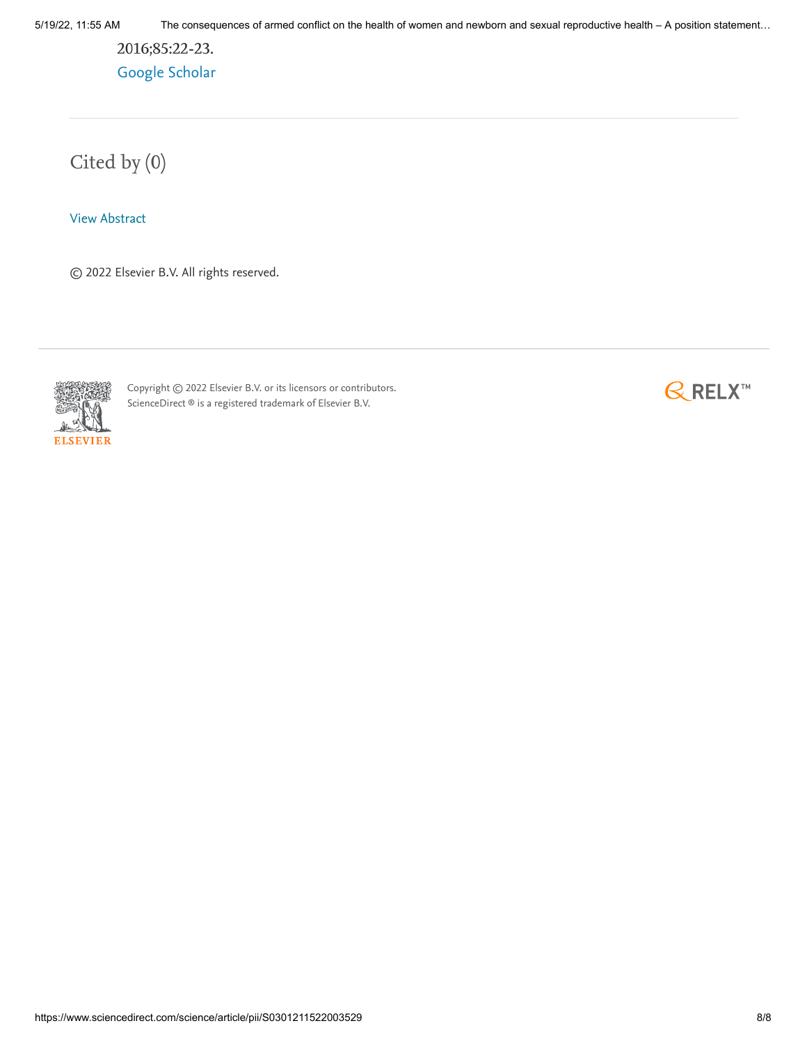2016;85:22-23.

Google Scholar

## Cited by (0)

View Abstract

© 2022 Elsevier B.V. All rights reserved.

Copyright © 2022 Elsevier B.V. or its licensors or contributors.
ScienceDirect ® is a registered trademark of Elsevier B.V.